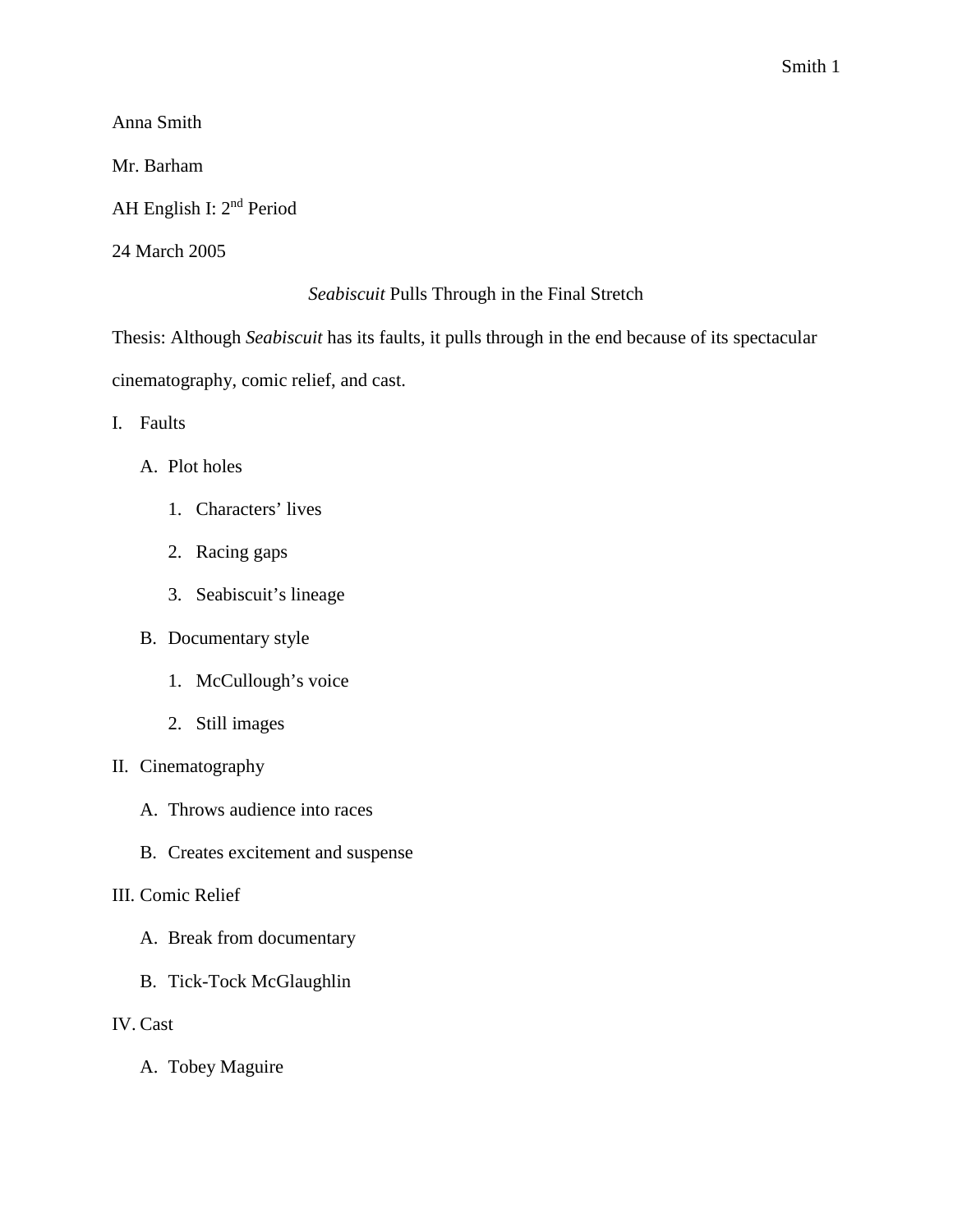Anna Smith

Mr. Barham

AH English I: 2nd Period

24 March 2005

# *Seabiscuit* Pulls Through in the Final Stretch

Thesis: Although *Seabiscuit* has its faults, it pulls through in the end because of its spectacular cinematography, comic relief, and cast.

I. Faults
   - A. Plot holes
     1. Characters' lives
     2. Racing gaps
     3. Seabiscuit's lineage
   - B. Documentary style
     1. McCullough's voice
     2. Still images

II. Cinematography
   - A. Throws audience into races
   - B. Creates excitement and suspense

III. Comic Relief
   - A. Break from documentary
   - B. Tick-Tock McGlaughlin

IV. Cast
   - A. Tobey Maguire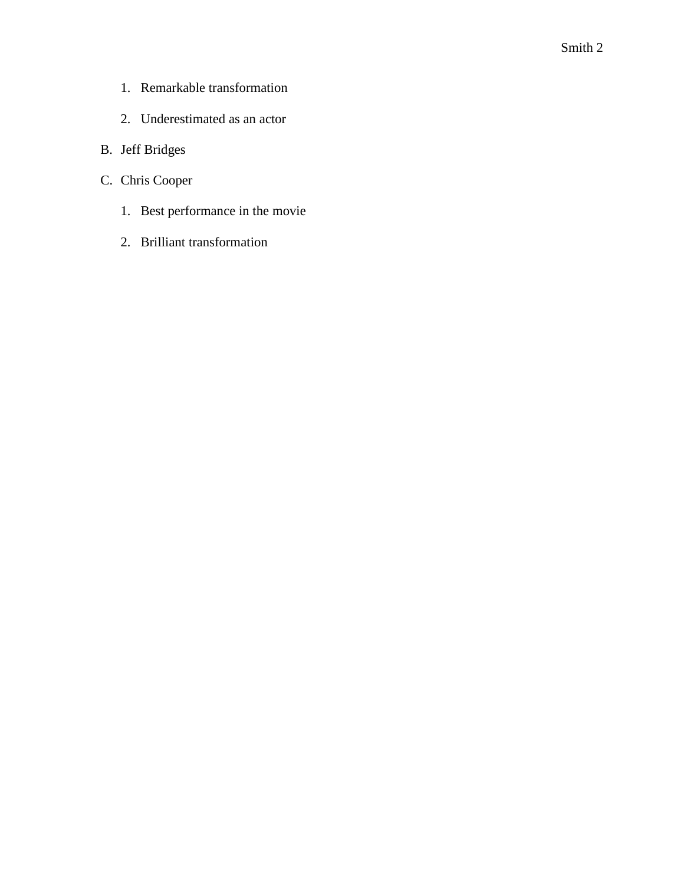1. Remarkable transformation
   2. Underestimated as an actor

B. Jeff Bridges

C. Chris Cooper

   1. Best performance in the movie
   2. Brilliant transformation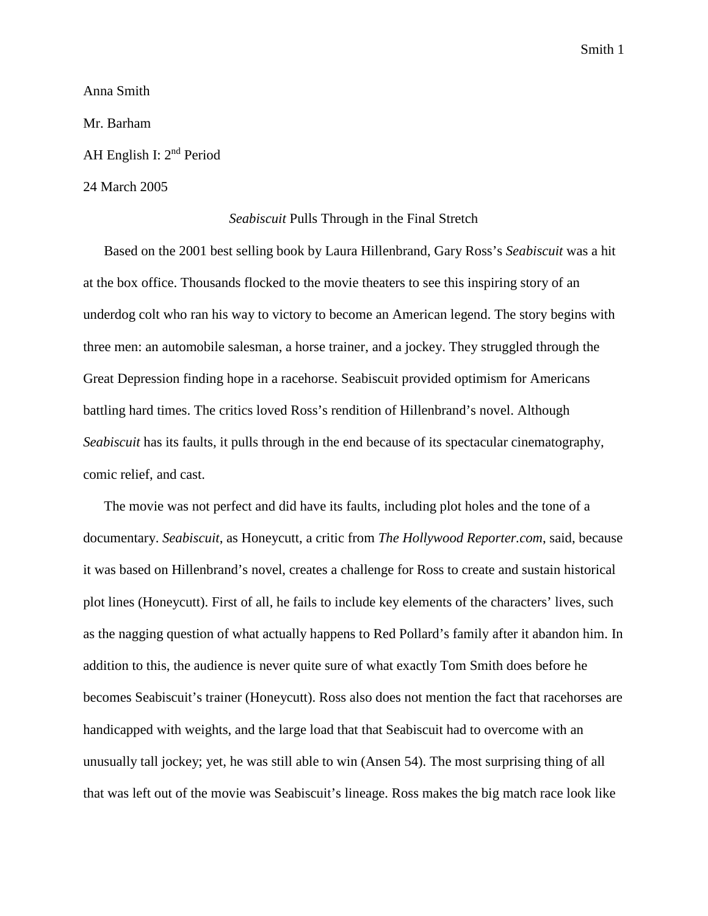Anna Smith

Mr. Barham

AH English I: 2nd Period

24 March 2005

*Seabiscuit* Pulls Through in the Final Stretch

Based on the 2001 best selling book by Laura Hillenbrand, Gary Ross's *Seabiscuit* was a hit at the box office. Thousands flocked to the movie theaters to see this inspiring story of an underdog colt who ran his way to victory to become an American legend. The story begins with three men: an automobile salesman, a horse trainer, and a jockey. They struggled through the Great Depression finding hope in a racehorse. Seabiscuit provided optimism for Americans battling hard times. The critics loved Ross's rendition of Hillenbrand's novel. Although *Seabiscuit* has its faults, it pulls through in the end because of its spectacular cinematography, comic relief, and cast.

The movie was not perfect and did have its faults, including plot holes and the tone of a documentary. *Seabiscuit*, as Honeycutt, a critic from *The Hollywood Reporter.com*, said, because it was based on Hillenbrand's novel, creates a challenge for Ross to create and sustain historical plot lines (Honeycutt). First of all, he fails to include key elements of the characters' lives, such as the nagging question of what actually happens to Red Pollard's family after it abandon him. In addition to this, the audience is never quite sure of what exactly Tom Smith does before he becomes Seabiscuit's trainer (Honeycutt). Ross also does not mention the fact that racehorses are handicapped with weights, and the large load that that Seabiscuit had to overcome with an unusually tall jockey; yet, he was still able to win (Ansen 54). The most surprising thing of all that was left out of the movie was Seabiscuit's lineage. Ross makes the big match race look like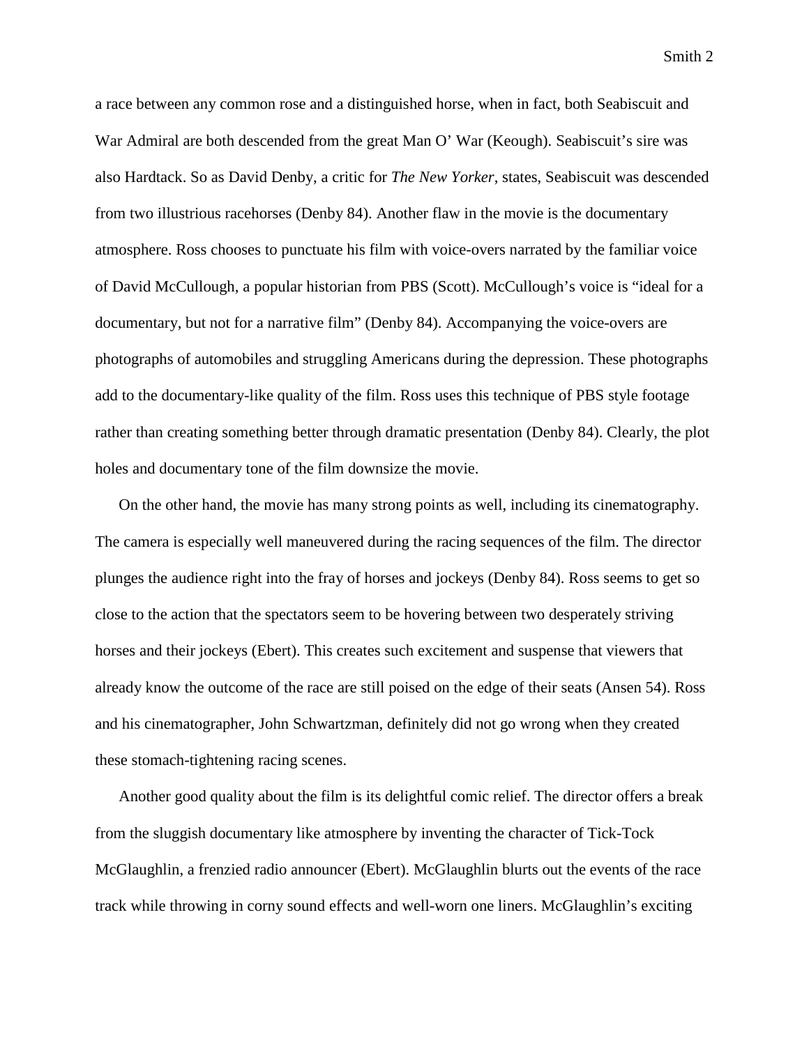a race between any common rose and a distinguished horse, when in fact, both Seabiscuit and War Admiral are both descended from the great Man O' War (Keough). Seabiscuit's sire was also Hardtack. So as David Denby, a critic for *The New Yorker*, states, Seabiscuit was descended from two illustrious racehorses (Denby 84). Another flaw in the movie is the documentary atmosphere. Ross chooses to punctuate his film with voice-overs narrated by the familiar voice of David McCullough, a popular historian from PBS (Scott). McCullough's voice is "ideal for a documentary, but not for a narrative film" (Denby 84). Accompanying the voice-overs are photographs of automobiles and struggling Americans during the depression. These photographs add to the documentary-like quality of the film. Ross uses this technique of PBS style footage rather than creating something better through dramatic presentation (Denby 84). Clearly, the plot holes and documentary tone of the film downsize the movie.

On the other hand, the movie has many strong points as well, including its cinematography. The camera is especially well maneuvered during the racing sequences of the film. The director plunges the audience right into the fray of horses and jockeys (Denby 84). Ross seems to get so close to the action that the spectators seem to be hovering between two desperately striving horses and their jockeys (Ebert). This creates such excitement and suspense that viewers that already know the outcome of the race are still poised on the edge of their seats (Ansen 54). Ross and his cinematographer, John Schwartzman, definitely did not go wrong when they created these stomach-tightening racing scenes.

Another good quality about the film is its delightful comic relief. The director offers a break from the sluggish documentary like atmosphere by inventing the character of Tick-Tock McGlaughlin, a frenzied radio announcer (Ebert). McGlaughlin blurts out the events of the race track while throwing in corny sound effects and well-worn one liners. McGlaughlin's exciting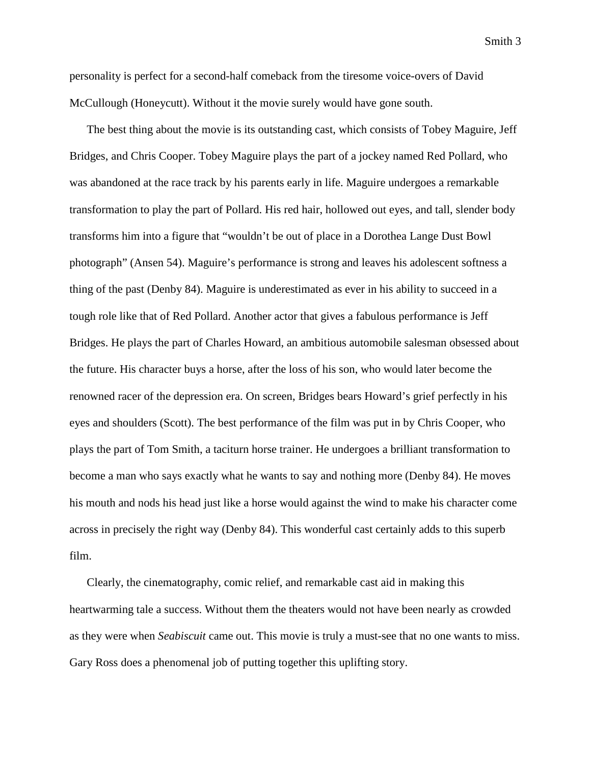personality is perfect for a second-half comeback from the tiresome voice-overs of David McCullough (Honeycutt). Without it the movie surely would have gone south.

The best thing about the movie is its outstanding cast, which consists of Tobey Maguire, Jeff Bridges, and Chris Cooper. Tobey Maguire plays the part of a jockey named Red Pollard, who was abandoned at the race track by his parents early in life. Maguire undergoes a remarkable transformation to play the part of Pollard. His red hair, hollowed out eyes, and tall, slender body transforms him into a figure that "wouldn't be out of place in a Dorothea Lange Dust Bowl photograph" (Ansen 54). Maguire's performance is strong and leaves his adolescent softness a thing of the past (Denby 84). Maguire is underestimated as ever in his ability to succeed in a tough role like that of Red Pollard. Another actor that gives a fabulous performance is Jeff Bridges. He plays the part of Charles Howard, an ambitious automobile salesman obsessed about the future. His character buys a horse, after the loss of his son, who would later become the renowned racer of the depression era. On screen, Bridges bears Howard's grief perfectly in his eyes and shoulders (Scott). The best performance of the film was put in by Chris Cooper, who plays the part of Tom Smith, a taciturn horse trainer. He undergoes a brilliant transformation to become a man who says exactly what he wants to say and nothing more (Denby 84). He moves his mouth and nods his head just like a horse would against the wind to make his character come across in precisely the right way (Denby 84). This wonderful cast certainly adds to this superb film.

Clearly, the cinematography, comic relief, and remarkable cast aid in making this heartwarming tale a success. Without them the theaters would not have been nearly as crowded as they were when *Seabiscuit* came out. This movie is truly a must-see that no one wants to miss. Gary Ross does a phenomenal job of putting together this uplifting story.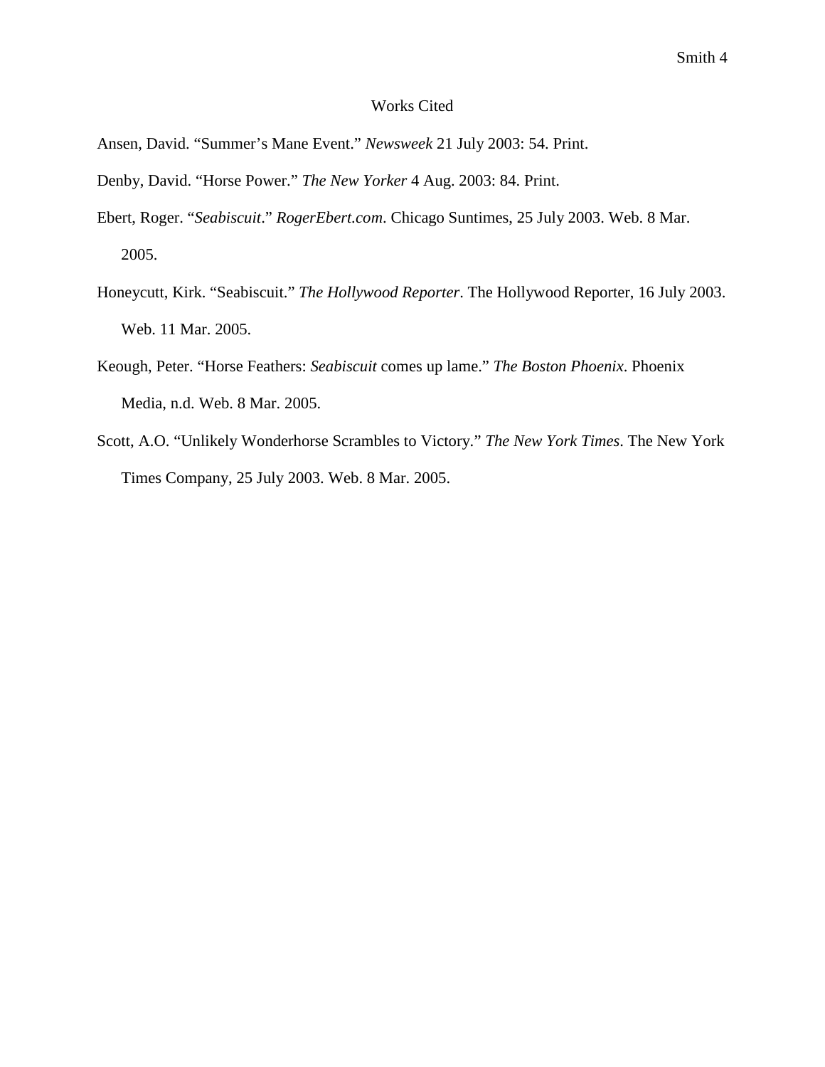# Works Cited

Ansen, David. “Summer’s Mane Event.” *Newsweek* 21 July 2003: 54. Print.

Denby, David. “Horse Power.” *The New Yorker* 4 Aug. 2003: 84. Print.

Ebert, Roger. “*Seabiscuit*.” *RogerEbert.com*. Chicago Suntimes, 25 July 2003. Web. 8 Mar. 2005.

Honeycutt, Kirk. “Seabiscuit.” *The Hollywood Reporter*. The Hollywood Reporter, 16 July 2003. Web. 11 Mar. 2005.

Keough, Peter. “Horse Feathers: *Seabiscuit* comes up lame.” *The Boston Phoenix*. Phoenix Media, n.d. Web. 8 Mar. 2005.

Scott, A.O. “Unlikely Wonderhorse Scrambles to Victory.” *The New York Times*. The New York Times Company, 25 July 2003. Web. 8 Mar. 2005.